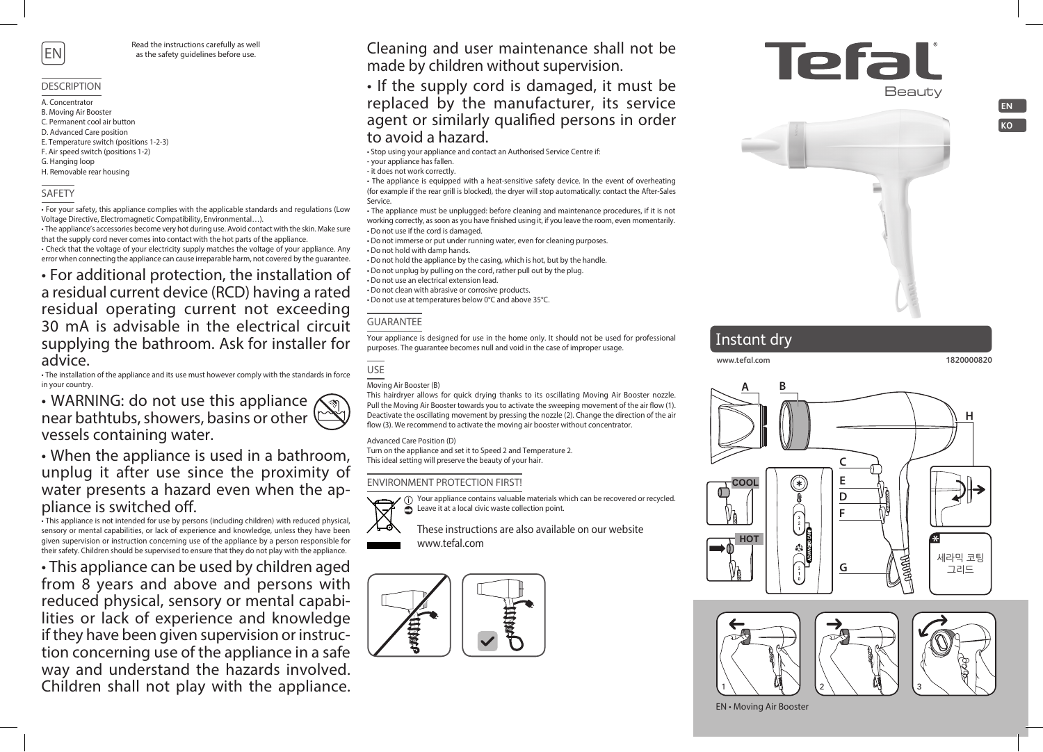EN

Read the instructions carefully as well as the safety guidelines before use.

## DESCRIPTION

A. Concentrator
B. Moving Air Booster
C. Permanent cool air button
D. Advanced Care position
E. Temperature switch (positions 1-2-3)
F. Air speed switch (positions 1-2)
G. Hanging loop
H. Removable rear housing

## SAFETY

• For your safety, this appliance complies with the applicable standards and regulations (Low Voltage Directive, Electromagnetic Compatibility, Environmental…).

• The appliance's accessories become very hot during use. Avoid contact with the skin. Make sure that the supply cord never comes into contact with the hot parts of the appliance.

• Check that the voltage of your electricity supply matches the voltage of your appliance. Any error when connecting the appliance can cause irreparable harm, not covered by the guarantee.

• For additional protection, the installation of a residual current device (RCD) having a rated residual operating current not exceeding 30 mA is advisable in the electrical circuit supplying the bathroom. Ask for installer for advice.

• The installation of the appliance and its use must however comply with the standards in force in your country.

• WARNING: do not use this appliance near bathtubs, showers, basins or other vessels containing water.

• When the appliance is used in a bathroom, unplug it after use since the proximity of water presents a hazard even when the appliance is switched off.

• This appliance is not intended for use by persons (including children) with reduced physical, sensory or mental capabilities, or lack of experience and knowledge, unless they have been given supervision or instruction concerning use of the appliance by a person responsible for their safety. Children should be supervised to ensure that they do not play with the appliance.

• This appliance can be used by children aged from 8 years and above and persons with reduced physical, sensory or mental capabilities or lack of experience and knowledge if they have been given supervision or instruction concerning use of the appliance in a safe way and understand the hazards involved. Children shall not play with the appliance. Cleaning and user maintenance shall not be made by children without supervision.

• If the supply cord is damaged, it must be replaced by the manufacturer, its service agent or similarly qualified persons in order to avoid a hazard.

• Stop using your appliance and contact an Authorised Service Centre if:
- your appliance has fallen.
- it does not work correctly.

• The appliance is equipped with a heat-sensitive safety device. In the event of overheating (for example if the rear grill is blocked), the dryer will stop automatically: contact the After-Sales Service.

• The appliance must be unplugged: before cleaning and maintenance procedures, if it is not working correctly, as soon as you have finished using it, if you leave the room, even momentarily.

• Do not use if the cord is damaged.
• Do not immerse or put under running water, even for cleaning purposes.
• Do not hold with damp hands.
• Do not hold the appliance by the casing, which is hot, but by the handle.
• Do not unplug by pulling on the cord, rather pull out by the plug.
• Do not use an electrical extension lead.
• Do not clean with abrasive or corrosive products.
• Do not use at temperatures below 0°C and above 35°C.

## GUARANTEE

Your appliance is designed for use in the home only. It should not be used for professional purposes. The guarantee becomes null and void in the case of improper usage.

## USE

Moving Air Booster (B)
This hairdryer allows for quick drying thanks to its oscillating Moving Air Booster nozzle. Pull the Moving Air Booster towards you to activate the sweeping movement of the air flow (1). Deactivate the oscillating movement by pressing the nozzle (2). Change the direction of the air flow (3). We recommend to activate the moving air booster without concentrator.

Advanced Care Position (D)
Turn on the appliance and set it to Speed 2 and Temperature 2.
This ideal setting will preserve the beauty of your hair.

## ENVIRONMENT PROTECTION FIRST!

Your appliance contains valuable materials which can be recovered or recycled. Leave it at a local civic waste collection point.

These instructions are also available on our website www.tefal.com

Tefal Beauty

EN
KO

## Instant dry

www.tefal.com 1820000820

A B C E D F G H

COOL
HOT

세라믹 코팅 그리드

1 2 3

EN • Moving Air Booster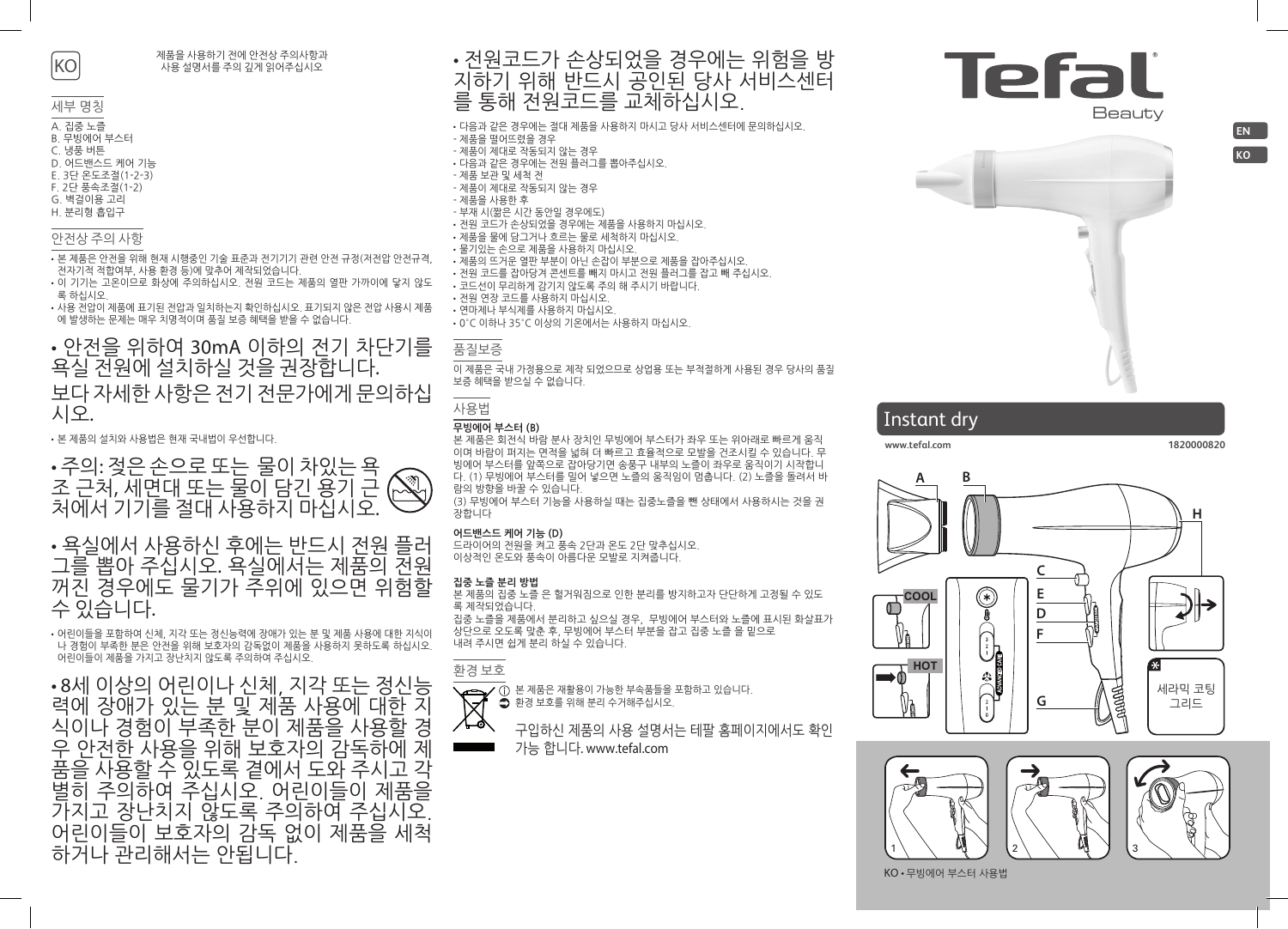KO

제품을 사용하기 전에 안전상 주의사항과 사용 설명서를 주의 깊게 읽어주십시오

## 세부 명칭

A. 집중 노즐
B. 무빙에어 부스터
C. 냉풍 버튼
D. 어드밴스드 케어 기능
E. 3단 온도조절(1-2-3)
F. 2단 풍속조절(1-2)
G. 벽걸이용 고리
H. 분리형 흡입구

## 안전상 주의 사항

- 본 제품은 안전을 위해 현재 시행중인 기술 표준과 전기기기 관련 안전 규정(저전압 안전규격, 전자기적 적합여부, 사용 환경 등)에 맞추어 제작되었습니다.
- 이 기기는 고온이므로 화상에 주의하십시오. 전원 코드는 제품의 열판 가까이에 닿지 않도록 하십시오.
- 사용 전압이 제품에 표기된 전압과 일치하는지 확인하십시오. 표기되지 않은 전압 사용시 제품에 발생하는 문제는 매우 치명적이며 품질 보증 혜택을 받을 수 없습니다.

- 안전을 위하여 30mA 이하의 전기 차단기를 욕실 전원에 설치하실 것을 권장합니다. 보다 자세한 사항은 전기 전문가에게 문의하십시오.

- 본 제품의 설치와 사용법은 현재 국내법이 우선합니다.

- 주의: 젖은 손으로 또는 물이 차있는 욕조 근처, 세면대 또는 물이 담긴 용기 근처에서 기기를 절대 사용하지 마십시오.

- 욕실에서 사용하신 후에는 반드시 전원 플러그를 뽑아 주십시오. 욕실에서는 제품의 전원 꺼진 경우에도 물기가 주위에 있으면 위험할 수 있습니다.

- 어린이들을 포함하여 신체, 지각 또는 정신능력에 장애가 있는 분 및 제품 사용에 대한 지식이나 경험이 부족한 분은 안전을 위해 보호자의 감독없이 제품을 사용하지 못하도록 하십시오. 어린이들이 제품을 가지고 장난치지 않도록 주의하여 주십시오.

- 8세 이상의 어린이나 신체, 지각 또는 정신능력에 장애가 있는 분 및 제품 사용에 대한 지식이나 경험이 부족한 분이 제품을 사용할 경우 안전한 사용을 위해 보호자의 감독하에 제품을 사용할 수 있도록 곁에서 도와 주시고 각별히 주의하여 주십시오. 어린이들이 제품을 가지고 장난치지 않도록 주의하여 주십시오. 어린이들이 보호자의 감독 없이 제품을 세척하거나 관리해서는 안됩니다.

- 전원코드가 손상되었을 경우에는 위험을 방지하기 위해 반드시 공인된 당사 서비스센터를 통해 전원코드를 교체하십시오.

- 다음과 같은 경우에는 절대 제품을 사용하지 마시고 당사 서비스센터에 문의하십시오.
- 제품을 떨어뜨렸을 경우
- 제품이 제대로 작동되지 않는 경우
- 다음과 같은 경우에는 전원 플러그를 뽑아주십시오.
- 제품 보관 및 세척 전
- 제품이 제대로 작동되지 않는 경우
- 제품을 사용한 후
- 부재 시(짧은 시간 동안일 경우에도)
- 전원 코드가 손상되었을 경우에는 제품을 사용하지 마십시오.
- 제품을 물에 담그거나 흐르는 물로 세척하지 마십시오.
- 물기있는 손으로 제품을 사용하지 마십시오.
- 제품의 뜨거운 열판 부분이 아닌 손잡이 부분으로 제품을 잡아주십시오.
- 전원 코드를 잡아당겨 콘센트를 빼지 마시고 전원 플러그를 잡고 빼 주십시오.
- 코드선이 무리하게 감기지 않도록 주의 해 주시기 바랍니다.
- 전원 연장 코드를 사용하지 마십시오.
- 연마제나 부식제를 사용하지 마십시오.
- 0°C 이하나 35°C 이상의 기온에서는 사용하지 마십시오.

## 품질보증

이 제품은 국내 가정용으로 제작 되었으므로 상업용 또는 부적절하게 사용된 경우 당사의 품질 보증 혜택을 받으실 수 없습니다.

## 사용법

**무빙에어 부스터 (B)**

본 제품은 회전식 바람 분사 장치인 무빙에어 부스터가 좌우 또는 위아래로 빠르게 움직이며 바람이 퍼지는 면적을 넓혀 더 빠르고 효율적으로 모발을 건조시킬 수 있습니다. 무빙에어 부스터를 앞쪽으로 잡아당기면 송풍구 내부의 노즐이 좌우로 움직이기 시작합니다. (1) 무빙에어 부스터를 밀어 넣으면 노즐의 움직임이 멈춥니다. (2) 노즐을 돌려서 바람의 방향을 바꿀 수 있습니다.
(3) 무빙에어 부스터 기능을 사용하실 때는 집중노즐을 뺀 상태에서 사용하시는 것을 권장합니다

**어드밴스드 케어 기능 (D)**

드라이어의 전원을 켜고 풍속 2단과 온도 2단 맞추십시오.
이상적인 온도와 풍속이 아름다운 모발로 지켜줍니다.

**집중 노즐 분리 방법**

본 제품의 집중 노즐 은 헐거워짐으로 인한 분리를 방지하고자 단단하게 고정될 수 있도록 제작되었습니다.
집중 노즐을 제품에서 분리하고 싶으실 경우, 무빙에어 부스터와 노즐에 표시된 화살표가 상단으로 오도록 맞춘 후, 무빙에어 부스터 부분을 잡고 집중 노즐 을 밑으로 내려 주시면 쉽게 분리 하실 수 있습니다.

## 환경 보호

본 제품은 재활용이 가능한 부속품들을 포함하고 있습니다.
환경 보호를 위해 분리 수거해주십시오.

구입하신 제품의 사용 설명서는 테팔 홈페이지에서도 확인 가능 합니다. www.tefal.com

Tefal Beauty

EN
KO

# Instant dry

www.tefal.com 1820000820

A
B
H
C
E
D
F
G
COOL
HOT
세라믹 코팅 그리드

1
2
3

KO • 무빙에어 부스터 사용법